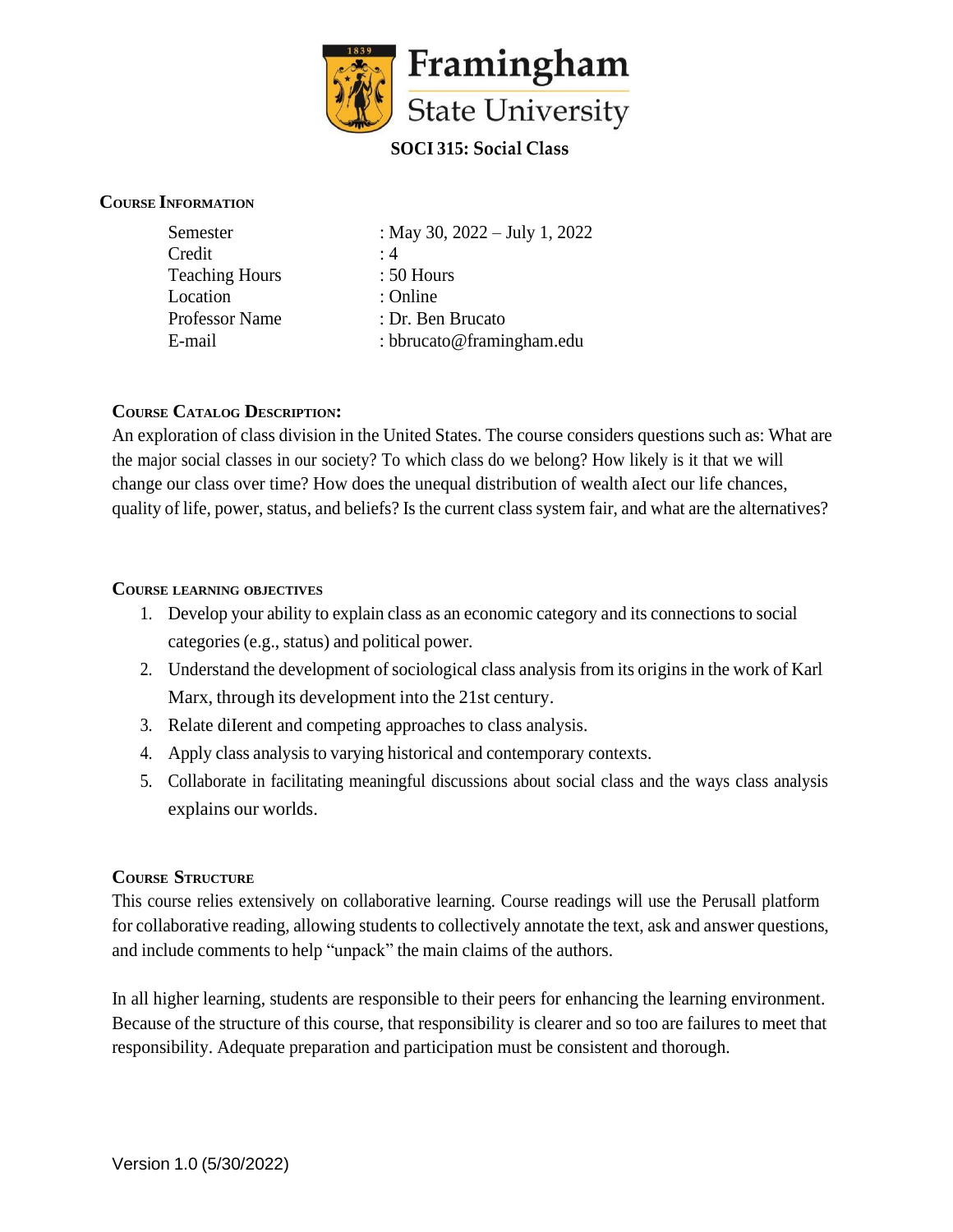Framingham State University

# SOCI 315: Social Class

## Course Information

| | |
|---|---|
| Semester | : May 30, 2022 – July 1, 2022 |
| Credit | : 4 |
| Teaching Hours | : 50 Hours |
| Location | : Online |
| Professor Name | : Dr. Ben Brucato |
| E-mail | : bbrucato@framingham.edu |

## Course Catalog Description:

An exploration of class division in the United States. The course considers questions such as: What are the major social classes in our society? To which class do we belong? How likely is it that we will change our class over time? How does the unequal distribution of wealth aIect our life chances, quality of life, power, status, and beliefs? Is the current class system fair, and what are the alternatives?

## Course learning objectives

1. Develop your ability to explain class as an economic category and its connections to social categories (e.g., status) and political power.
2. Understand the development of sociological class analysis from its origins in the work of Karl Marx, through its development into the 21st century.
3. Relate diIerent and competing approaches to class analysis.
4. Apply class analysis to varying historical and contemporary contexts.
5. Collaborate in facilitating meaningful discussions about social class and the ways class analysis explains our worlds.

## Course Structure

This course relies extensively on collaborative learning. Course readings will use the Perusall platform for collaborative reading, allowing students to collectively annotate the text, ask and answer questions, and include comments to help "unpack" the main claims of the authors.

In all higher learning, students are responsible to their peers for enhancing the learning environment. Because of the structure of this course, that responsibility is clearer and so too are failures to meet that responsibility. Adequate preparation and participation must be consistent and thorough.

Version 1.0 (5/30/2022)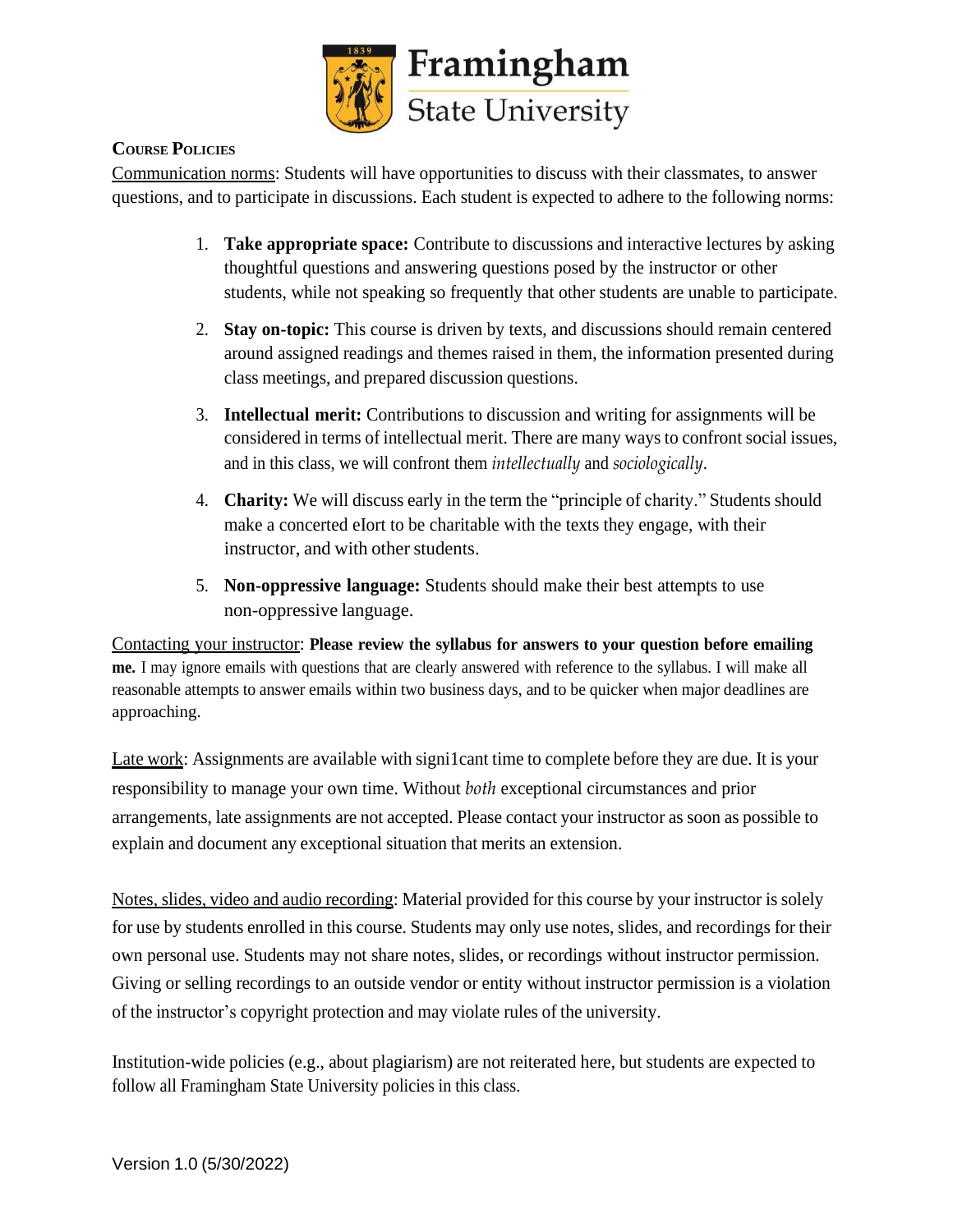## Course Policies

Communication norms: Students will have opportunities to discuss with their classmates, to answer questions, and to participate in discussions. Each student is expected to adhere to the following norms:

1. **Take appropriate space:** Contribute to discussions and interactive lectures by asking thoughtful questions and answering questions posed by the instructor or other students, while not speaking so frequently that other students are unable to participate.

2. **Stay on-topic:** This course is driven by texts, and discussions should remain centered around assigned readings and themes raised in them, the information presented during class meetings, and prepared discussion questions.

3. **Intellectual merit:** Contributions to discussion and writing for assignments will be considered in terms of intellectual merit. There are many ways to confront social issues, and in this class, we will confront them *intellectually* and *sociologically*.

4. **Charity:** We will discuss early in the term the "principle of charity." Students should make a concerted eIort to be charitable with the texts they engage, with their instructor, and with other students.

5. **Non-oppressive language:** Students should make their best attempts to use non-oppressive language.

Contacting your instructor: **Please review the syllabus for answers to your question before emailing me.** I may ignore emails with questions that are clearly answered with reference to the syllabus. I will make all reasonable attempts to answer emails within two business days, and to be quicker when major deadlines are approaching.

Late work: Assignments are available with signi1cant time to complete before they are due. It is your responsibility to manage your own time. Without *both* exceptional circumstances and prior arrangements, late assignments are not accepted. Please contact your instructor as soon as possible to explain and document any exceptional situation that merits an extension.

Notes, slides, video and audio recording: Material provided for this course by your instructor is solely for use by students enrolled in this course. Students may only use notes, slides, and recordings for their own personal use. Students may not share notes, slides, or recordings without instructor permission. Giving or selling recordings to an outside vendor or entity without instructor permission is a violation of the instructor's copyright protection and may violate rules of the university.

Institution-wide policies (e.g., about plagiarism) are not reiterated here, but students are expected to follow all Framingham State University policies in this class.

Version 1.0 (5/30/2022)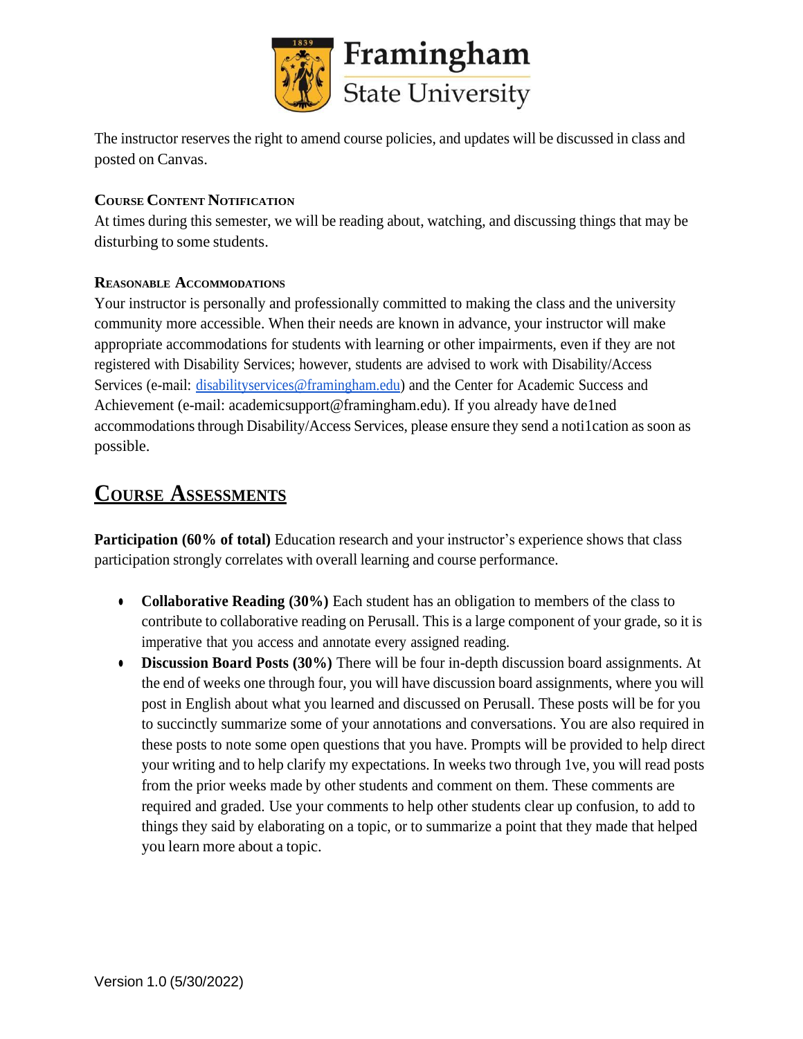The instructor reserves the right to amend course policies, and updates will be discussed in class and posted on Canvas.

### Course Content Notification

At times during this semester, we will be reading about, watching, and discussing things that may be disturbing to some students.

### Reasonable Accommodations

Your instructor is personally and professionally committed to making the class and the university community more accessible. When their needs are known in advance, your instructor will make appropriate accommodations for students with learning or other impairments, even if they are not registered with Disability Services; however, students are advised to work with Disability/Access Services (e-mail: disabilityservices@framingham.edu) and the Center for Academic Success and Achievement (e-mail: academicsupport@framingham.edu). If you already have de1ned accommodations through Disability/Access Services, please ensure they send a noti1cation as soon as possible.

## Course Assessments

**Participation (60% of total)** Education research and your instructor's experience shows that class participation strongly correlates with overall learning and course performance.

- **Collaborative Reading (30%)** Each student has an obligation to members of the class to contribute to collaborative reading on Perusall. This is a large component of your grade, so it is imperative that you access and annotate every assigned reading.
- **Discussion Board Posts (30%)** There will be four in-depth discussion board assignments. At the end of weeks one through four, you will have discussion board assignments, where you will post in English about what you learned and discussed on Perusall. These posts will be for you to succinctly summarize some of your annotations and conversations. You are also required in these posts to note some open questions that you have. Prompts will be provided to help direct your writing and to help clarify my expectations. In weeks two through 1ve, you will read posts from the prior weeks made by other students and comment on them. These comments are required and graded. Use your comments to help other students clear up confusion, to add to things they said by elaborating on a topic, or to summarize a point that they made that helped you learn more about a topic.

Version 1.0 (5/30/2022)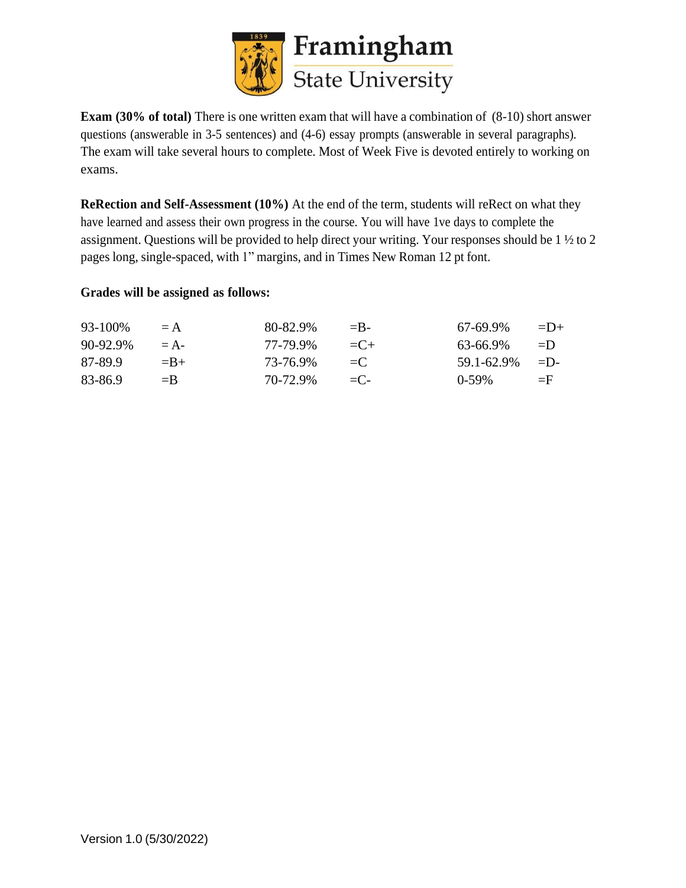**Exam (30% of total)** There is one written exam that will have a combination of (8-10) short answer questions (answerable in 3-5 sentences) and (4-6) essay prompts (answerable in several paragraphs). The exam will take several hours to complete. Most of Week Five is devoted entirely to working on exams.

**ReRection and Self-Assessment (10%)** At the end of the term, students will reRect on what they have learned and assess their own progress in the course. You will have 1ve days to complete the assignment. Questions will be provided to help direct your writing. Your responses should be 1 ½ to 2 pages long, single-spaced, with 1" margins, and in Times New Roman 12 pt font.

**Grades will be assigned as follows:**

| | | | | | |
|---|---|---|---|---|---|
| 93-100% | = A | 80-82.9% | =B- | 67-69.9% | =D+ |
| 90-92.9% | = A- | 77-79.9% | =C+ | 63-66.9% | =D |
| 87-89.9 | =B+ | 73-76.9% | =C | 59.1-62.9% | =D- |
| 83-86.9 | =B | 70-72.9% | =C- | 0-59% | =F |

Version 1.0 (5/30/2022)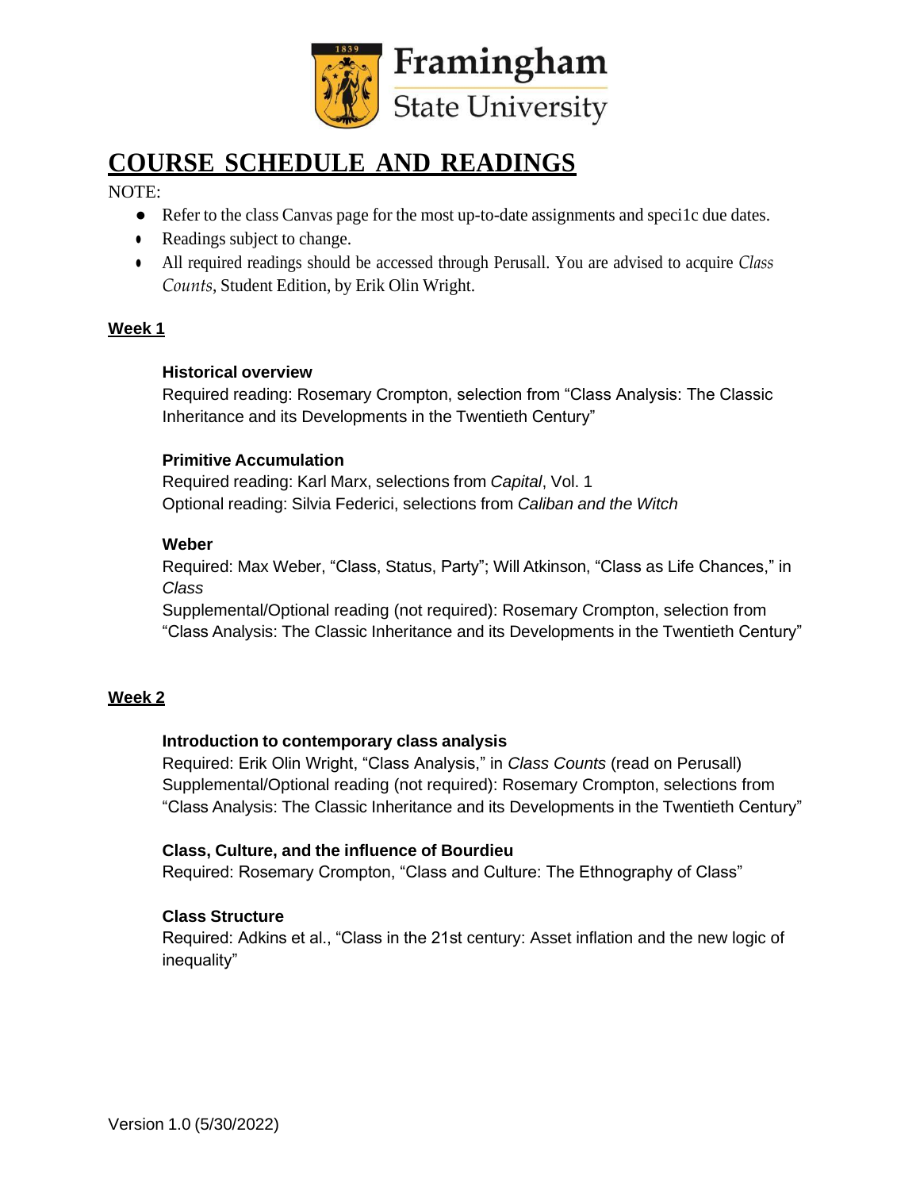Framingham State University

# COURSE SCHEDULE AND READINGS

NOTE:

- Refer to the class Canvas page for the most up-to-date assignments and speci1c due dates.
- Readings subject to change.
- All required readings should be accessed through Perusall. You are advised to acquire *Class Counts*, Student Edition, by Erik Olin Wright.

## Week 1

### Historical overview

Required reading: Rosemary Crompton, selection from "Class Analysis: The Classic Inheritance and its Developments in the Twentieth Century"

### Primitive Accumulation

Required reading: Karl Marx, selections from *Capital*, Vol. 1
Optional reading: Silvia Federici, selections from *Caliban and the Witch*

### Weber

Required: Max Weber, "Class, Status, Party"; Will Atkinson, "Class as Life Chances," in *Class*
Supplemental/Optional reading (not required): Rosemary Crompton, selection from "Class Analysis: The Classic Inheritance and its Developments in the Twentieth Century"

## Week 2

### Introduction to contemporary class analysis

Required: Erik Olin Wright, "Class Analysis," in *Class Counts* (read on Perusall)
Supplemental/Optional reading (not required): Rosemary Crompton, selections from "Class Analysis: The Classic Inheritance and its Developments in the Twentieth Century"

### Class, Culture, and the influence of Bourdieu

Required: Rosemary Crompton, "Class and Culture: The Ethnography of Class"

### Class Structure

Required: Adkins et al., "Class in the 21st century: Asset inflation and the new logic of inequality"

Version 1.0 (5/30/2022)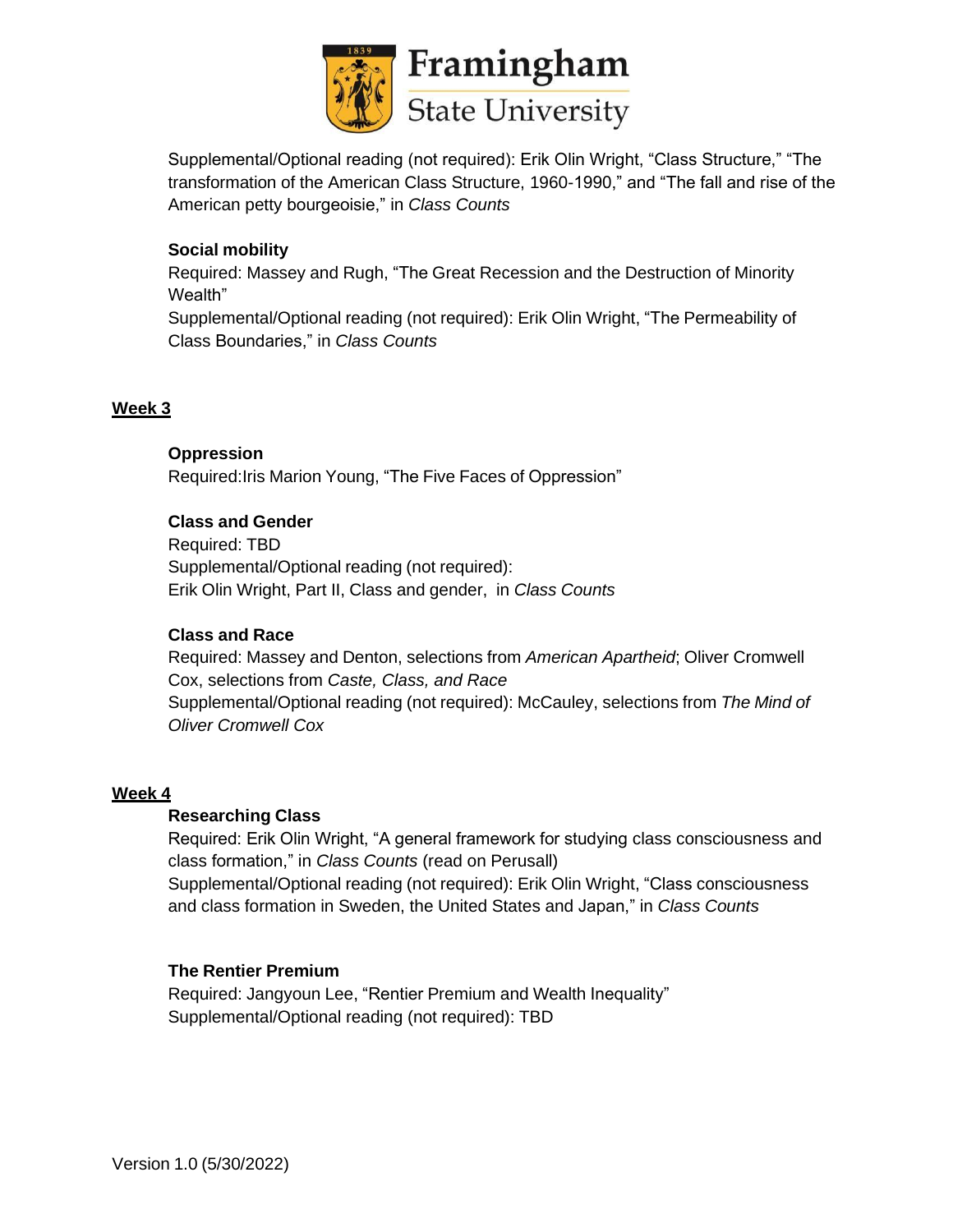Supplemental/Optional reading (not required): Erik Olin Wright, “Class Structure,” “The transformation of the American Class Structure, 1960-1990,” and “The fall and rise of the American petty bourgeoisie,” in *Class Counts*

**Social mobility**

Required: Massey and Rugh, “The Great Recession and the Destruction of Minority Wealth”

Supplemental/Optional reading (not required): Erik Olin Wright, “The Permeability of Class Boundaries,” in *Class Counts*

## Week 3

**Oppression**

Required:Iris Marion Young, “The Five Faces of Oppression”

**Class and Gender**

Required: TBD

Supplemental/Optional reading (not required):

Erik Olin Wright, Part II, Class and gender, in *Class Counts*

**Class and Race**

Required: Massey and Denton, selections from *American Apartheid*; Oliver Cromwell Cox, selections from *Caste, Class, and Race*

Supplemental/Optional reading (not required): McCauley, selections from *The Mind of Oliver Cromwell Cox*

## Week 4

**Researching Class**

Required: Erik Olin Wright, “A general framework for studying class consciousness and class formation,” in *Class Counts* (read on Perusall)

Supplemental/Optional reading (not required): Erik Olin Wright, “Class consciousness and class formation in Sweden, the United States and Japan,” in *Class Counts*

**The Rentier Premium**

Required: Jangyoun Lee, “Rentier Premium and Wealth Inequality”

Supplemental/Optional reading (not required): TBD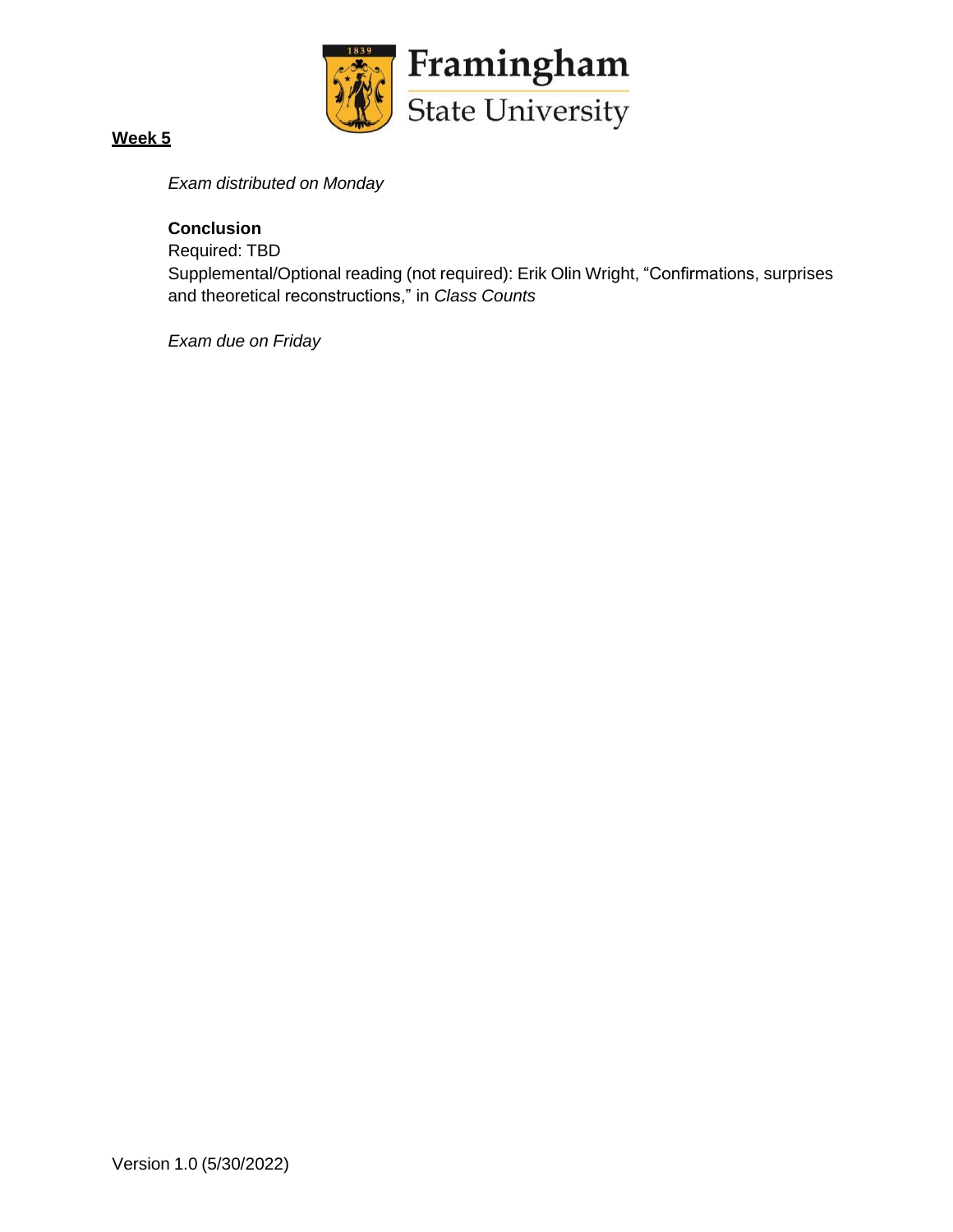**Week 5**

*Exam distributed on Monday*

**Conclusion**

Required: TBD

Supplemental/Optional reading (not required): Erik Olin Wright, "Confirmations, surprises and theoretical reconstructions," in *Class Counts*

*Exam due on Friday*